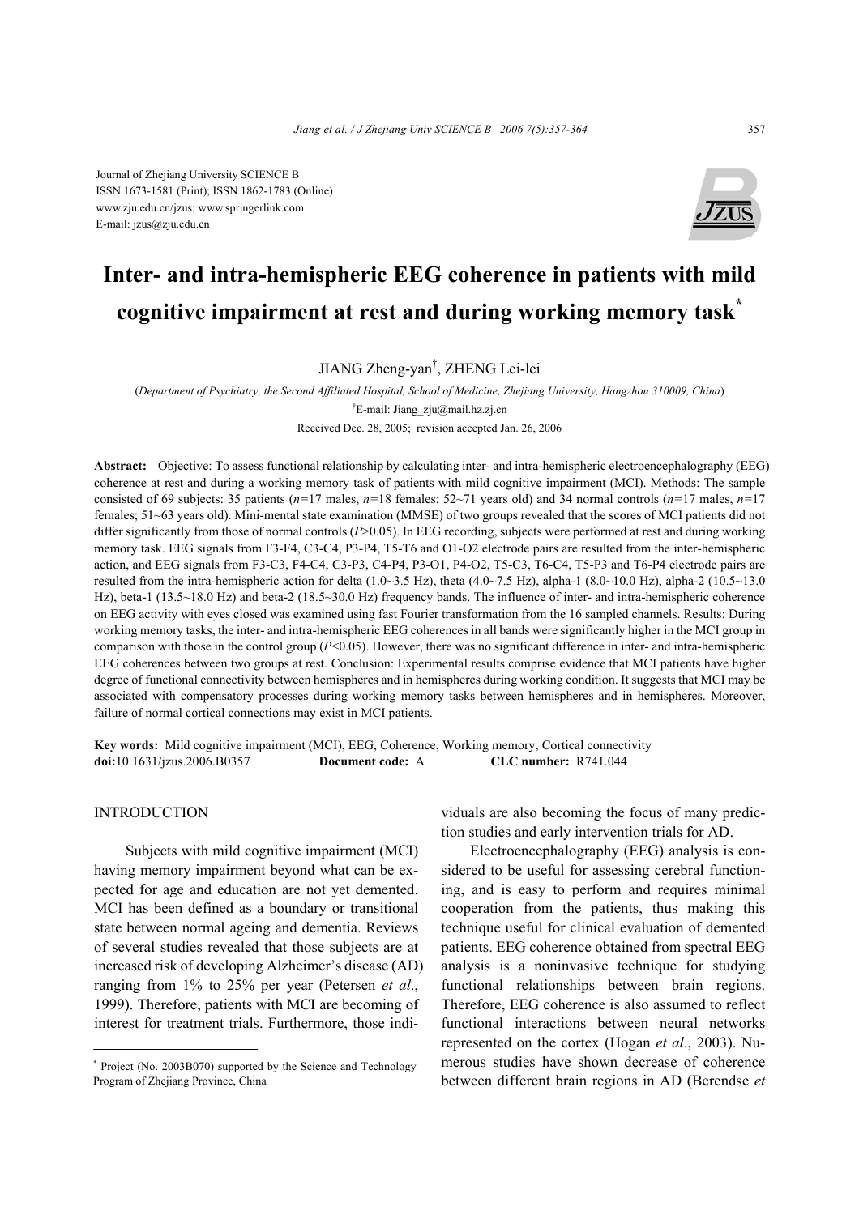Journal of Zhejiang University SCIENCE B
ISSN 1673-1581 (Print); ISSN 1862-1783 (Online)
www.zju.edu.cn/jzus; www.springerlink.com
E-mail: jzus@zju.edu.cn

# Inter- and intra-hemispheric EEG coherence in patients with mild cognitive impairment at rest and during working memory task*

JIANG Zheng-yan†, ZHENG Lei-lei

(*Department of Psychiatry, the Second Affiliated Hospital, School of Medicine, Zhejiang University, Hangzhou 310009, China*)

†E-mail: Jiang_zju@mail.hz.zj.cn

Received Dec. 28, 2005; revision accepted Jan. 26, 2006

**Abstract:** Objective: To assess functional relationship by calculating inter- and intra-hemispheric electroencephalography (EEG) coherence at rest and during a working memory task of patients with mild cognitive impairment (MCI). Methods: The sample consisted of 69 subjects: 35 patients (*n*=17 males, *n*=18 females; 52~71 years old) and 34 normal controls (*n*=17 males, *n*=17 females; 51~63 years old). Mini-mental state examination (MMSE) of two groups revealed that the scores of MCI patients did not differ significantly from those of normal controls ($P>0.05$). In EEG recording, subjects were performed at rest and during working memory task. EEG signals from F3-F4, C3-C4, P3-P4, T5-T6 and O1-O2 electrode pairs are resulted from the inter-hemispheric action, and EEG signals from F3-C3, F4-C4, C3-P3, C4-P4, P3-O1, P4-O2, T5-C3, T6-C4, T5-P3 and T6-P4 electrode pairs are resulted from the intra-hemispheric action for delta (1.0~3.5 Hz), theta (4.0~7.5 Hz), alpha-1 (8.0~10.0 Hz), alpha-2 (10.5~13.0 Hz), beta-1 (13.5~18.0 Hz) and beta-2 (18.5~30.0 Hz) frequency bands. The influence of inter- and intra-hemispheric coherence on EEG activity with eyes closed was examined using fast Fourier transformation from the 16 sampled channels. Results: During working memory tasks, the inter- and intra-hemispheric EEG coherences in all bands were significantly higher in the MCI group in comparison with those in the control group ($P<0.05$). However, there was no significant difference in inter- and intra-hemispheric EEG coherences between two groups at rest. Conclusion: Experimental results comprise evidence that MCI patients have higher degree of functional connectivity between hemispheres and in hemispheres during working condition. It suggests that MCI may be associated with compensatory processes during working memory tasks between hemispheres and in hemispheres. Moreover, failure of normal cortical connections may exist in MCI patients.

**Key words:** Mild cognitive impairment (MCI), EEG, Coherence, Working memory, Cortical connectivity
**doi:**10.1631/jzus.2006.B0357 **Document code:** A **CLC number:** R741.044

## INTRODUCTION

Subjects with mild cognitive impairment (MCI) having memory impairment beyond what can be expected for age and education are not yet demented. MCI has been defined as a boundary or transitional state between normal ageing and dementia. Reviews of several studies revealed that those subjects are at increased risk of developing Alzheimer's disease (AD) ranging from 1% to 25% per year (Petersen *et al*., 1999). Therefore, patients with MCI are becoming of interest for treatment trials. Furthermore, those individuals are also becoming the focus of many prediction studies and early intervention trials for AD.

Electroencephalography (EEG) analysis is considered to be useful for assessing cerebral functioning, and is easy to perform and requires minimal cooperation from the patients, thus making this technique useful for clinical evaluation of demented patients. EEG coherence obtained from spectral EEG analysis is a noninvasive technique for studying functional relationships between brain regions. Therefore, EEG coherence is also assumed to reflect functional interactions between neural networks represented on the cortex (Hogan *et al*., 2003). Numerous studies have shown decrease of coherence between different brain regions in AD (Berendse *et*

* Project (No. 2003B070) supported by the Science and Technology Program of Zhejiang Province, China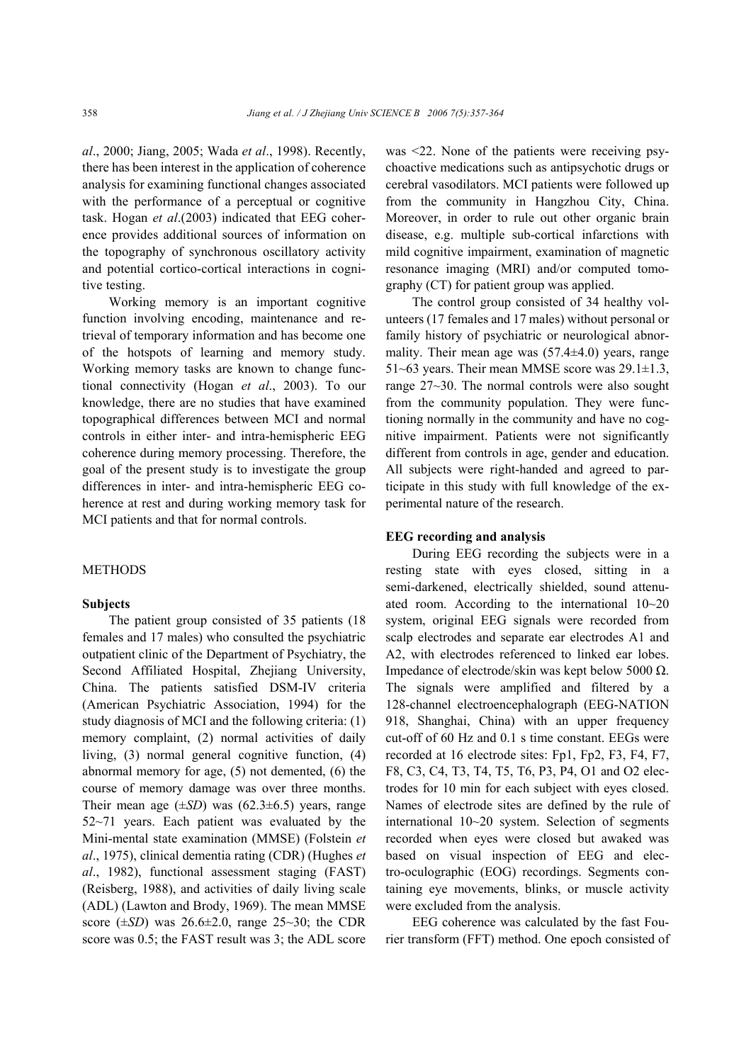*al*., 2000; Jiang, 2005; Wada *et al*., 1998). Recently, there has been interest in the application of coherence analysis for examining functional changes associated with the performance of a perceptual or cognitive task. Hogan *et al*.(2003) indicated that EEG coherence provides additional sources of information on the topography of synchronous oscillatory activity and potential cortico-cortical interactions in cognitive testing.

Working memory is an important cognitive function involving encoding, maintenance and retrieval of temporary information and has become one of the hotspots of learning and memory study. Working memory tasks are known to change functional connectivity (Hogan *et al*., 2003). To our knowledge, there are no studies that have examined topographical differences between MCI and normal controls in either inter- and intra-hemispheric EEG coherence during memory processing. Therefore, the goal of the present study is to investigate the group differences in inter- and intra-hemispheric EEG coherence at rest and during working memory task for MCI patients and that for normal controls.

## METHODS

### Subjects

The patient group consisted of 35 patients (18 females and 17 males) who consulted the psychiatric outpatient clinic of the Department of Psychiatry, the Second Affiliated Hospital, Zhejiang University, China. The patients satisfied DSM-IV criteria (American Psychiatric Association, 1994) for the study diagnosis of MCI and the following criteria: (1) memory complaint, (2) normal activities of daily living, (3) normal general cognitive function, (4) abnormal memory for age, (5) not demented, (6) the course of memory damage was over three months. Their mean age (±*SD*) was (62.3±6.5) years, range 52~71 years. Each patient was evaluated by the Mini-mental state examination (MMSE) (Folstein *et al*., 1975), clinical dementia rating (CDR) (Hughes *et al*., 1982), functional assessment staging (FAST) (Reisberg, 1988), and activities of daily living scale (ADL) (Lawton and Brody, 1969). The mean MMSE score (±*SD*) was 26.6±2.0, range 25~30; the CDR score was 0.5; the FAST result was 3; the ADL score was <22. None of the patients were receiving psychoactive medications such as antipsychotic drugs or cerebral vasodilators. MCI patients were followed up from the community in Hangzhou City, China. Moreover, in order to rule out other organic brain disease, e.g. multiple sub-cortical infarctions with mild cognitive impairment, examination of magnetic resonance imaging (MRI) and/or computed tomography (CT) for patient group was applied.

The control group consisted of 34 healthy volunteers (17 females and 17 males) without personal or family history of psychiatric or neurological abnormality. Their mean age was (57.4±4.0) years, range 51~63 years. Their mean MMSE score was 29.1±1.3, range 27~30. The normal controls were also sought from the community population. They were functioning normally in the community and have no cognitive impairment. Patients were not significantly different from controls in age, gender and education. All subjects were right-handed and agreed to participate in this study with full knowledge of the experimental nature of the research.

### EEG recording and analysis

During EEG recording the subjects were in a resting state with eyes closed, sitting in a semi-darkened, electrically shielded, sound attenuated room. According to the international 10~20 system, original EEG signals were recorded from scalp electrodes and separate ear electrodes A1 and A2, with electrodes referenced to linked ear lobes. Impedance of electrode/skin was kept below 5000 Ω. The signals were amplified and filtered by a 128-channel electroencephalograph (EEG-NATION 918, Shanghai, China) with an upper frequency cut-off of 60 Hz and 0.1 s time constant. EEGs were recorded at 16 electrode sites: Fp1, Fp2, F3, F4, F7, F8, C3, C4, T3, T4, T5, T6, P3, P4, O1 and O2 electrodes for 10 min for each subject with eyes closed. Names of electrode sites are defined by the rule of international 10~20 system. Selection of segments recorded when eyes were closed but awaked was based on visual inspection of EEG and electro-oculographic (EOG) recordings. Segments containing eye movements, blinks, or muscle activity were excluded from the analysis.

EEG coherence was calculated by the fast Fourier transform (FFT) method. One epoch consisted of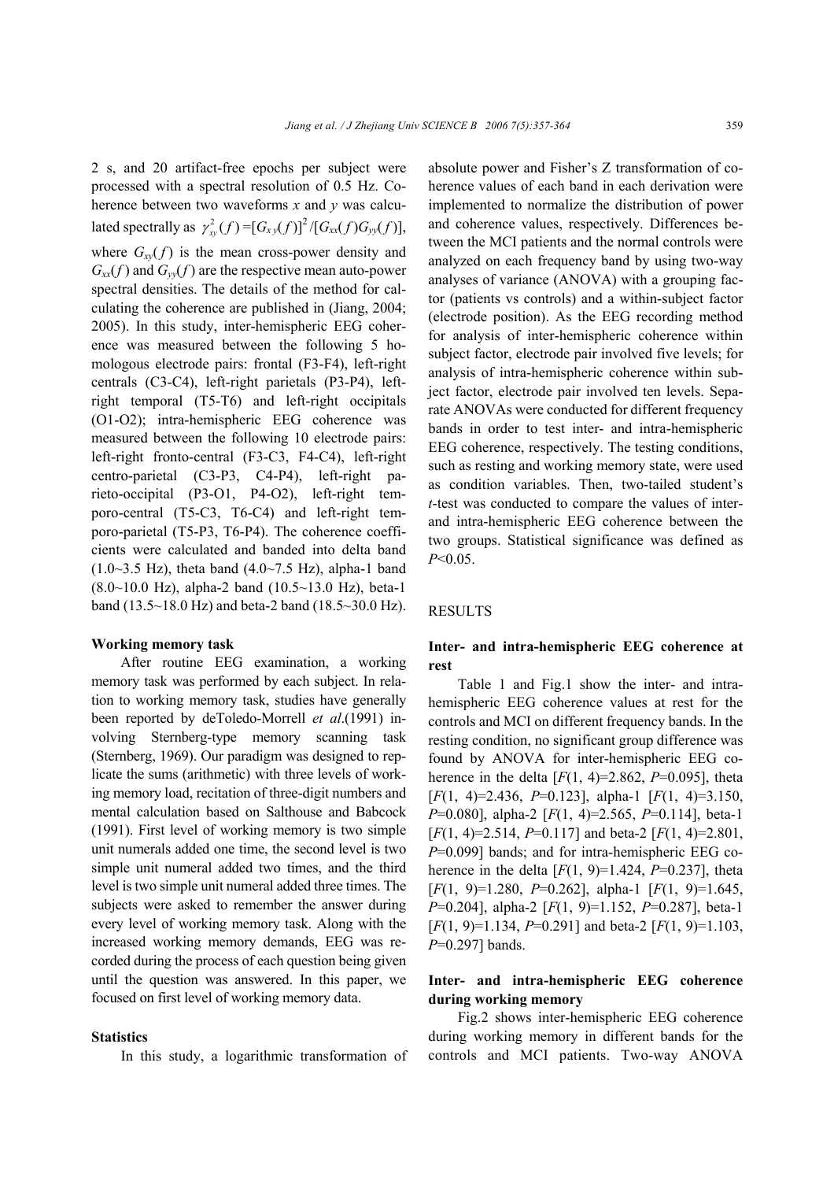2 s, and 20 artifact-free epochs per subject were processed with a spectral resolution of 0.5 Hz. Coherence between two waveforms $x$ and $y$ was calculated spectrally as $\gamma_{xy}^2(f)=[G_{xy}(f)]^2/[G_{xx}(f)G_{yy}(f)]$, where $G_{xy}(f)$ is the mean cross-power density and $G_{xx}(f)$ and $G_{yy}(f)$ are the respective mean auto-power spectral densities. The details of the method for calculating the coherence are published in (Jiang, 2004; 2005). In this study, inter-hemispheric EEG coherence was measured between the following 5 homologous electrode pairs: frontal (F3-F4), left-right centrals (C3-C4), left-right parietals (P3-P4), left-right temporal (T5-T6) and left-right occipitals (O1-O2); intra-hemispheric EEG coherence was measured between the following 10 electrode pairs: left-right fronto-central (F3-C3, F4-C4), left-right centro-parietal (C3-P3, C4-P4), left-right parieto-occipital (P3-O1, P4-O2), left-right temporo-central (T5-C3, T6-C4) and left-right temporo-parietal (T5-P3, T6-P4). The coherence coefficients were calculated and banded into delta band (1.0~3.5 Hz), theta band (4.0~7.5 Hz), alpha-1 band (8.0~10.0 Hz), alpha-2 band (10.5~13.0 Hz), beta-1 band (13.5~18.0 Hz) and beta-2 band (18.5~30.0 Hz).

### Working memory task

After routine EEG examination, a working memory task was performed by each subject. In relation to working memory task, studies have generally been reported by deToledo-Morrell *et al*.(1991) involving Sternberg-type memory scanning task (Sternberg, 1969). Our paradigm was designed to replicate the sums (arithmetic) with three levels of working memory load, recitation of three-digit numbers and mental calculation based on Salthouse and Babcock (1991). First level of working memory is two simple unit numerals added one time, the second level is two simple unit numeral added two times, and the third level is two simple unit numeral added three times. The subjects were asked to remember the answer during every level of working memory task. Along with the increased working memory demands, EEG was recorded during the process of each question being given until the question was answered. In this paper, we focused on first level of working memory data.

### Statistics

In this study, a logarithmic transformation of absolute power and Fisher's Z transformation of coherence values of each band in each derivation were implemented to normalize the distribution of power and coherence values, respectively. Differences between the MCI patients and the normal controls were analyzed on each frequency band by using two-way analyses of variance (ANOVA) with a grouping factor (patients vs controls) and a within-subject factor (electrode position). As the EEG recording method for analysis of inter-hemispheric coherence within subject factor, electrode pair involved five levels; for analysis of intra-hemispheric coherence within subject factor, electrode pair involved ten levels. Separate ANOVAs were conducted for different frequency bands in order to test inter- and intra-hemispheric EEG coherence, respectively. The testing conditions, such as resting and working memory state, were used as condition variables. Then, two-tailed student's $t$-test was conducted to compare the values of inter- and intra-hemispheric EEG coherence between the two groups. Statistical significance was defined as $P<0.05$.

## RESULTS

### Inter- and intra-hemispheric EEG coherence at rest

Table 1 and Fig.1 show the inter- and intra-hemispheric EEG coherence values at rest for the controls and MCI on different frequency bands. In the resting condition, no significant group difference was found by ANOVA for inter-hemispheric EEG coherence in the delta [$F(1, 4)=2.862$, $P=0.095$], theta [$F(1, 4)=2.436$, $P=0.123$], alpha-1 [$F(1, 4)=3.150$, $P=0.080$], alpha-2 [$F(1, 4)=2.565$, $P=0.114$], beta-1 [$F(1, 4)=2.514$, $P=0.117$] and beta-2 [$F(1, 4)=2.801$, $P=0.099$] bands; and for intra-hemispheric EEG coherence in the delta [$F(1, 9)=1.424$, $P=0.237$], theta [$F(1, 9)=1.280$, $P=0.262$], alpha-1 [$F(1, 9)=1.645$, $P=0.204$], alpha-2 [$F(1, 9)=1.152$, $P=0.287$], beta-1 [$F(1, 9)=1.134$, $P=0.291$] and beta-2 [$F(1, 9)=1.103$, $P=0.297$] bands.

### Inter- and intra-hemispheric EEG coherence during working memory

Fig.2 shows inter-hemispheric EEG coherence during working memory in different bands for the controls and MCI patients. Two-way ANOVA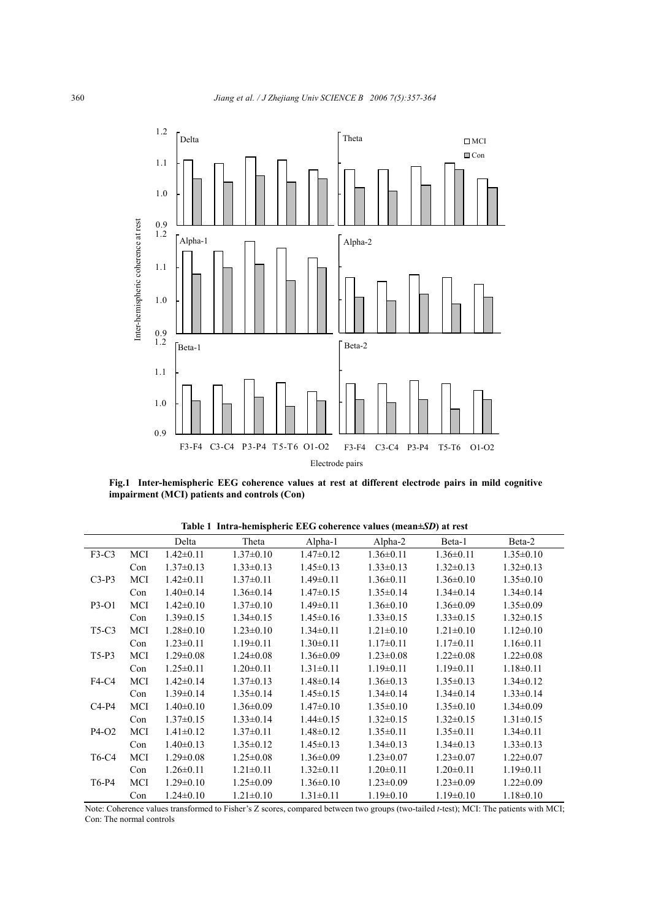**Fig.1 Inter-hemispheric EEG coherence values at rest at different electrode pairs in mild cognitive impairment (MCI) patients and controls (Con)**

**Table 1 Intra-hemispheric EEG coherence values (mean±*SD*) at rest**

| | | Delta | Theta | Alpha-1 | Alpha-2 | Beta-1 | Beta-2 |
|---|---|---|---|---|---|---|---|
| F3-C3 | MCI | 1.42±0.11 | 1.37±0.10 | 1.47±0.12 | 1.36±0.11 | 1.36±0.11 | 1.35±0.10 |
| | Con | 1.37±0.13 | 1.33±0.13 | 1.45±0.13 | 1.33±0.13 | 1.32±0.13 | 1.32±0.13 |
| C3-P3 | MCI | 1.42±0.11 | 1.37±0.11 | 1.49±0.11 | 1.36±0.11 | 1.36±0.10 | 1.35±0.10 |
| | Con | 1.40±0.14 | 1.36±0.14 | 1.47±0.15 | 1.35±0.14 | 1.34±0.14 | 1.34±0.14 |
| P3-O1 | MCI | 1.42±0.10 | 1.37±0.10 | 1.49±0.11 | 1.36±0.10 | 1.36±0.09 | 1.35±0.09 |
| | Con | 1.39±0.15 | 1.34±0.15 | 1.45±0.16 | 1.33±0.15 | 1.33±0.15 | 1.32±0.15 |
| T5-C3 | MCI | 1.28±0.10 | 1.23±0.10 | 1.34±0.11 | 1.21±0.10 | 1.21±0.10 | 1.12±0.10 |
| | Con | 1.23±0.11 | 1.19±0.11 | 1.30±0.11 | 1.17±0.11 | 1.17±0.11 | 1.16±0.11 |
| T5-P3 | MCI | 1.29±0.08 | 1.24±0.08 | 1.36±0.09 | 1.23±0.08 | 1.22±0.08 | 1.22±0.08 |
| | Con | 1.25±0.11 | 1.20±0.11 | 1.31±0.11 | 1.19±0.11 | 1.19±0.11 | 1.18±0.11 |
| F4-C4 | MCI | 1.42±0.14 | 1.37±0.13 | 1.48±0.14 | 1.36±0.13 | 1.35±0.13 | 1.34±0.12 |
| | Con | 1.39±0.14 | 1.35±0.14 | 1.45±0.15 | 1.34±0.14 | 1.34±0.14 | 1.33±0.14 |
| C4-P4 | MCI | 1.40±0.10 | 1.36±0.09 | 1.47±0.10 | 1.35±0.10 | 1.35±0.10 | 1.34±0.09 |
| | Con | 1.37±0.15 | 1.33±0.14 | 1.44±0.15 | 1.32±0.15 | 1.32±0.15 | 1.31±0.15 |
| P4-O2 | MCI | 1.41±0.12 | 1.37±0.11 | 1.48±0.12 | 1.35±0.11 | 1.35±0.11 | 1.34±0.11 |
| | Con | 1.40±0.13 | 1.35±0.12 | 1.45±0.13 | 1.34±0.13 | 1.34±0.13 | 1.33±0.13 |
| T6-C4 | MCI | 1.29±0.08 | 1.25±0.08 | 1.36±0.09 | 1.23±0.07 | 1.23±0.07 | 1.22±0.07 |
| | Con | 1.26±0.11 | 1.21±0.11 | 1.32±0.11 | 1.20±0.11 | 1.20±0.11 | 1.19±0.11 |
| T6-P4 | MCI | 1.29±0.10 | 1.25±0.09 | 1.36±0.10 | 1.23±0.09 | 1.23±0.09 | 1.22±0.09 |
| | Con | 1.24±0.10 | 1.21±0.10 | 1.31±0.11 | 1.19±0.10 | 1.19±0.10 | 1.18±0.10 |

Note: Coherence values transformed to Fisher's Z scores, compared between two groups (two-tailed *t*-test); MCI: The patients with MCI; Con: The normal controls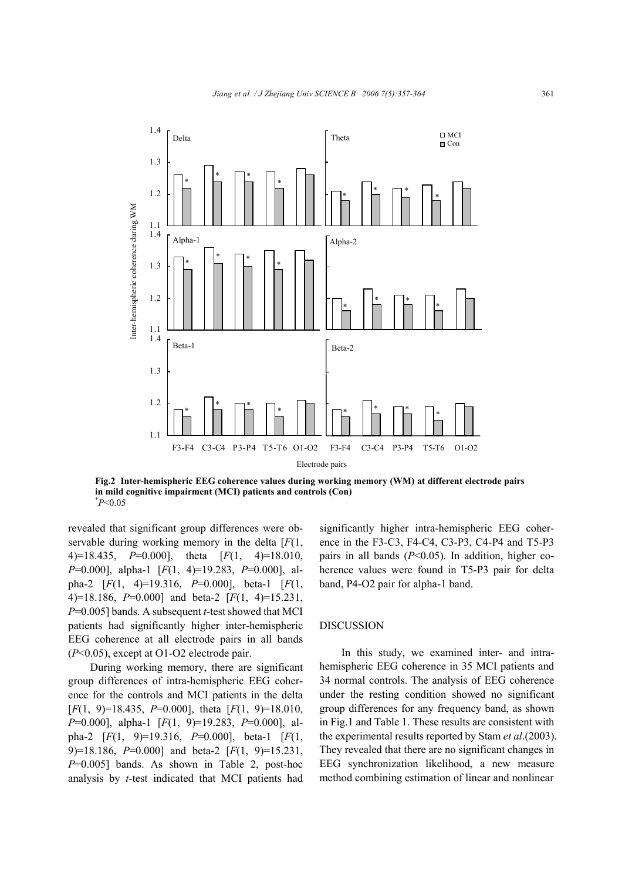**Fig.2 Inter-hemispheric EEG coherence values during working memory (WM) at different electrode pairs in mild cognitive impairment (MCI) patients and controls (Con)**
*$P<0.05$

revealed that significant group differences were observable during working memory in the delta [$F(1, 4)=18.435$, $P=0.000$], theta [$F(1, 4)=18.010$, $P=0.000$], alpha-1 [$F(1, 4)=19.283$, $P=0.000$], alpha-2 [$F(1, 4)=19.316$, $P=0.000$], beta-1 [$F(1, 4)=18.186$, $P=0.000$] and beta-2 [$F(1, 4)=15.231$, $P=0.005$] bands. A subsequent *t*-test showed that MCI patients had significantly higher inter-hemispheric EEG coherence at all electrode pairs in all bands ($P<0.05$), except at O1-O2 electrode pair.

During working memory, there are significant group differences of intra-hemispheric EEG coherence for the controls and MCI patients in the delta [$F(1, 9)=18.435$, $P=0.000$], theta [$F(1, 9)=18.010$, $P=0.000$], alpha-1 [$F(1, 9)=19.283$, $P=0.000$], alpha-2 [$F(1, 9)=19.316$, $P=0.000$], beta-1 [$F(1, 9)=18.186$, $P=0.000$] and beta-2 [$F(1, 9)=15.231$, $P=0.005$] bands. As shown in Table 2, post-hoc analysis by *t*-test indicated that MCI patients had significantly higher intra-hemispheric EEG coherence in the F3-C3, F4-C4, C3-P3, C4-P4 and T5-P3 pairs in all bands ($P<0.05$). In addition, higher coherence values were found in T5-P3 pair for delta band, P4-O2 pair for alpha-1 band.

## DISCUSSION

In this study, we examined inter- and intra-hemispheric EEG coherence in 35 MCI patients and 34 normal controls. The analysis of EEG coherence under the resting condition showed no significant group differences for any frequency band, as shown in Fig.1 and Table 1. These results are consistent with the experimental results reported by Stam *et al*.(2003). They revealed that there are no significant changes in EEG synchronization likelihood, a new measure method combining estimation of linear and nonlinear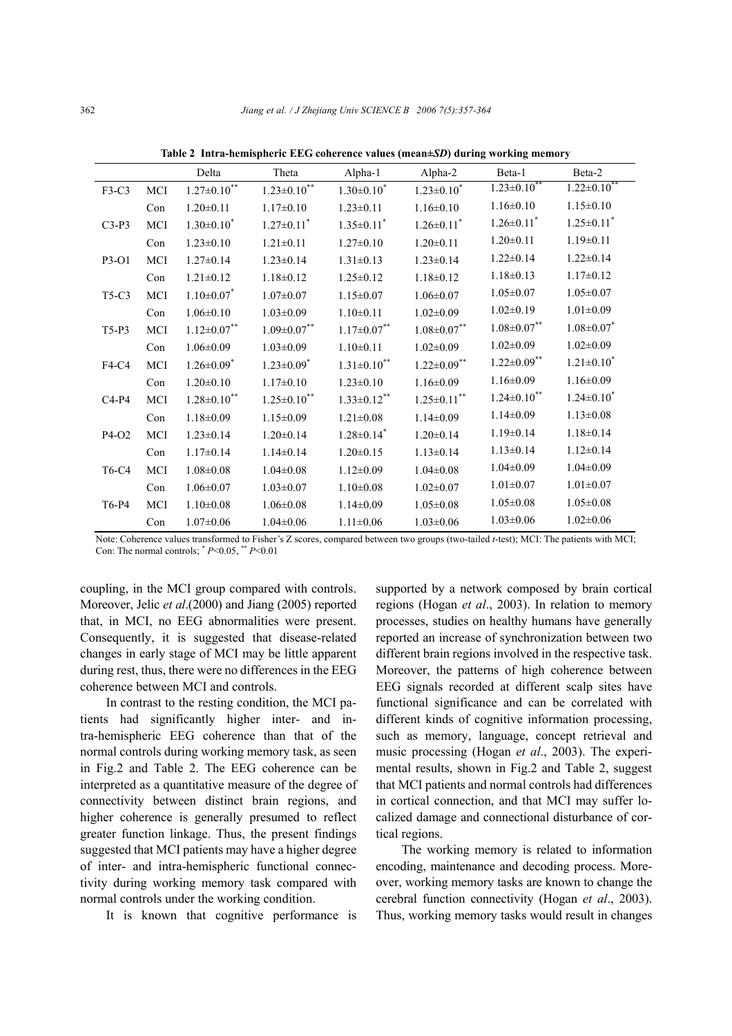**Table 2 Intra-hemispheric EEG coherence values (mean±*SD*) during working memory**

| | | Delta | Theta | Alpha-1 | Alpha-2 | Beta-1 | Beta-2 |
|---|---|---|---|---|---|---|---|
| F3-C3 | MCI | $1.27±0.10^{**}$ | $1.23±0.10^{**}$ | $1.30±0.10^{*}$ | $1.23±0.10^{*}$ | $1.23±0.10^{**}$ | $1.22±0.10^{**}$ |
| | Con | 1.20±0.11 | 1.17±0.10 | 1.23±0.11 | 1.16±0.10 | 1.16±0.10 | 1.15±0.10 |
| C3-P3 | MCI | $1.30±0.10^{*}$ | $1.27±0.11^{*}$ | $1.35±0.11^{*}$ | $1.26±0.11^{*}$ | $1.26±0.11^{*}$ | $1.25±0.11^{*}$ |
| | Con | 1.23±0.10 | 1.21±0.11 | 1.27±0.10 | 1.20±0.11 | 1.20±0.11 | 1.19±0.11 |
| P3-O1 | MCI | 1.27±0.14 | 1.23±0.14 | 1.31±0.13 | 1.23±0.14 | 1.22±0.14 | 1.22±0.14 |
| | Con | 1.21±0.12 | 1.18±0.12 | 1.25±0.12 | 1.18±0.12 | 1.18±0.13 | 1.17±0.12 |
| T5-C3 | MCI | $1.10±0.07^{*}$ | 1.07±0.07 | 1.15±0.07 | 1.06±0.07 | 1.05±0.07 | 1.05±0.07 |
| | Con | 1.06±0.10 | 1.03±0.09 | 1.10±0.11 | 1.02±0.09 | 1.02±0.19 | 1.01±0.09 |
| T5-P3 | MCI | $1.12±0.07^{**}$ | $1.09±0.07^{**}$ | $1.17±0.07^{**}$ | $1.08±0.07^{**}$ | $1.08±0.07^{**}$ | $1.08±0.07^{*}$ |
| | Con | 1.06±0.09 | 1.03±0.09 | 1.10±0.11 | 1.02±0.09 | 1.02±0.09 | 1.02±0.09 |
| F4-C4 | MCI | $1.26±0.09^{*}$ | $1.23±0.09^{*}$ | $1.31±0.10^{**}$ | $1.22±0.09^{**}$ | $1.22±0.09^{**}$ | $1.21±0.10^{*}$ |
| | Con | 1.20±0.10 | 1.17±0.10 | 1.23±0.10 | 1.16±0.09 | 1.16±0.09 | 1.16±0.09 |
| C4-P4 | MCI | $1.28±0.10^{**}$ | $1.25±0.10^{**}$ | $1.33±0.12^{**}$ | $1.25±0.11^{**}$ | $1.24±0.10^{**}$ | $1.24±0.10^{*}$ |
| | Con | 1.18±0.09 | 1.15±0.09 | 1.21±0.08 | 1.14±0.09 | 1.14±0.09 | 1.13±0.08 |
| P4-O2 | MCI | 1.23±0.14 | 1.20±0.14 | $1.28±0.14^{*}$ | 1.20±0.14 | 1.19±0.14 | 1.18±0.14 |
| | Con | 1.17±0.14 | 1.14±0.14 | 1.20±0.15 | 1.13±0.14 | 1.13±0.14 | 1.12±0.14 |
| T6-C4 | MCI | 1.08±0.08 | 1.04±0.08 | 1.12±0.09 | 1.04±0.08 | 1.04±0.09 | 1.04±0.09 |
| | Con | 1.06±0.07 | 1.03±0.07 | 1.10±0.08 | 1.02±0.07 | 1.01±0.07 | 1.01±0.07 |
| T6-P4 | MCI | 1.10±0.08 | 1.06±0.08 | 1.14±0.09 | 1.05±0.08 | 1.05±0.08 | 1.05±0.08 |
| | Con | 1.07±0.06 | 1.04±0.06 | 1.11±0.06 | 1.03±0.06 | 1.03±0.06 | 1.02±0.06 |

Note: Coherence values transformed to Fisher's Z scores, compared between two groups (two-tailed *t*-test); MCI: The patients with MCI; Con: The normal controls; $^{*}$ $P$<0.05, $^{**}$ $P$<0.01

coupling, in the MCI group compared with controls. Moreover, Jelic *et al*.(2000) and Jiang (2005) reported that, in MCI, no EEG abnormalities were present. Consequently, it is suggested that disease-related changes in early stage of MCI may be little apparent during rest, thus, there were no differences in the EEG coherence between MCI and controls.

In contrast to the resting condition, the MCI patients had significantly higher inter- and intra-hemispheric EEG coherence than that of the normal controls during working memory task, as seen in Fig.2 and Table 2. The EEG coherence can be interpreted as a quantitative measure of the degree of connectivity between distinct brain regions, and higher coherence is generally presumed to reflect greater function linkage. Thus, the present findings suggested that MCI patients may have a higher degree of inter- and intra-hemispheric functional connectivity during working memory task compared with normal controls under the working condition.

It is known that cognitive performance is supported by a network composed by brain cortical regions (Hogan *et al*., 2003). In relation to memory processes, studies on healthy humans have generally reported an increase of synchronization between two different brain regions involved in the respective task. Moreover, the patterns of high coherence between EEG signals recorded at different scalp sites have functional significance and can be correlated with different kinds of cognitive information processing, such as memory, language, concept retrieval and music processing (Hogan *et al*., 2003). The experimental results, shown in Fig.2 and Table 2, suggest that MCI patients and normal controls had differences in cortical connection, and that MCI may suffer localized damage and connectional disturbance of cortical regions.

The working memory is related to information encoding, maintenance and decoding process. Moreover, working memory tasks are known to change the cerebral function connectivity (Hogan *et al*., 2003). Thus, working memory tasks would result in changes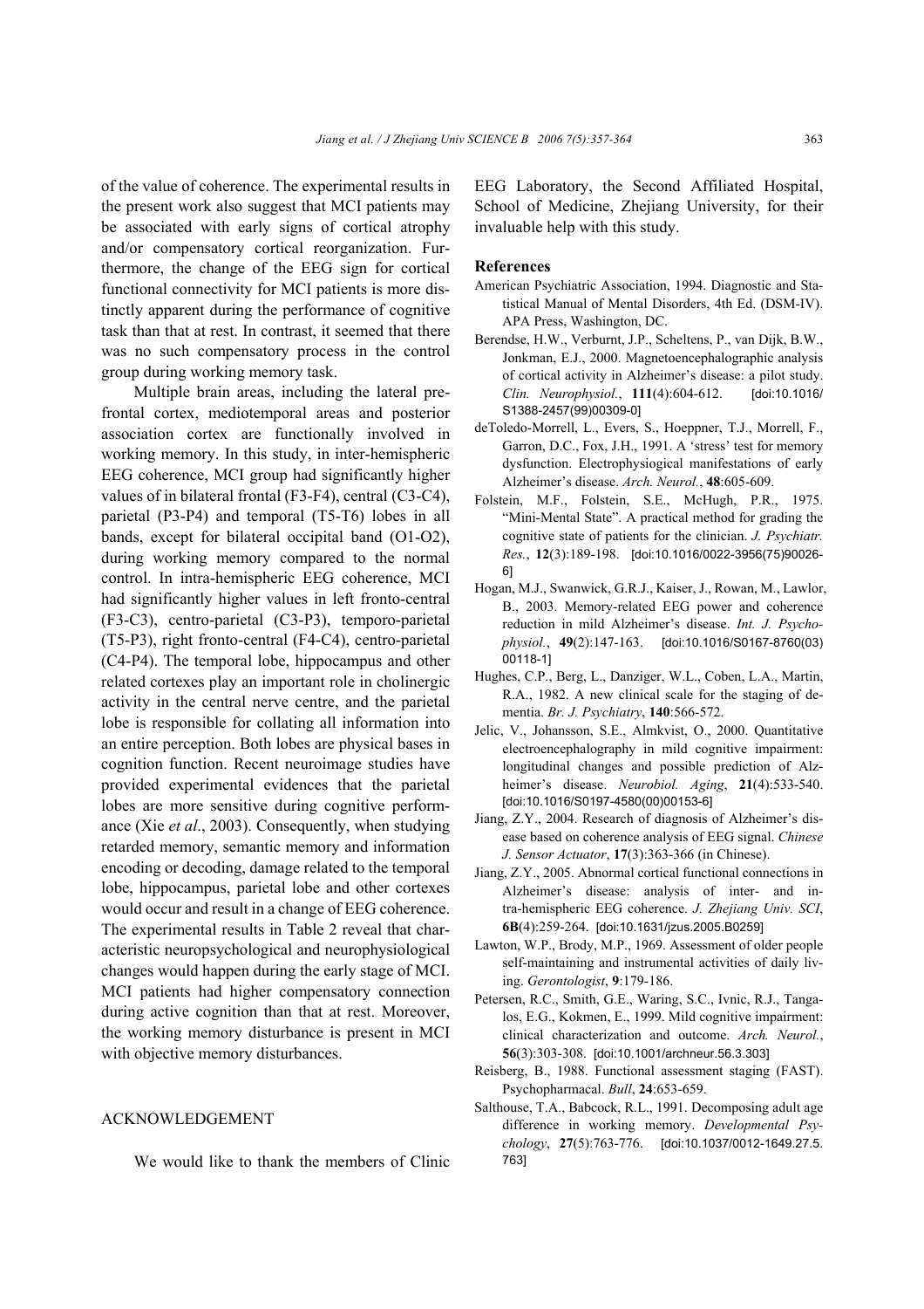of the value of coherence. The experimental results in the present work also suggest that MCI patients may be associated with early signs of cortical atrophy and/or compensatory cortical reorganization. Furthermore, the change of the EEG sign for cortical functional connectivity for MCI patients is more distinctly apparent during the performance of cognitive task than that at rest. In contrast, it seemed that there was no such compensatory process in the control group during working memory task.

Multiple brain areas, including the lateral prefrontal cortex, mediotemporal areas and posterior association cortex are functionally involved in working memory. In this study, in inter-hemispheric EEG coherence, MCI group had significantly higher values of in bilateral frontal (F3-F4), central (C3-C4), parietal (P3-P4) and temporal (T5-T6) lobes in all bands, except for bilateral occipital band (O1-O2), during working memory compared to the normal control. In intra-hemispheric EEG coherence, MCI had significantly higher values in left fronto-central (F3-C3), centro-parietal (C3-P3), temporo-parietal (T5-P3), right fronto-central (F4-C4), centro-parietal (C4-P4). The temporal lobe, hippocampus and other related cortexes play an important role in cholinergic activity in the central nerve centre, and the parietal lobe is responsible for collating all information into an entire perception. Both lobes are physical bases in cognition function. Recent neuroimage studies have provided experimental evidences that the parietal lobes are more sensitive during cognitive performance (Xie *et al*., 2003). Consequently, when studying retarded memory, semantic memory and information encoding or decoding, damage related to the temporal lobe, hippocampus, parietal lobe and other cortexes would occur and result in a change of EEG coherence. The experimental results in Table 2 reveal that characteristic neuropsychological and neurophysiological changes would happen during the early stage of MCI. MCI patients had higher compensatory connection during active cognition than that at rest. Moreover, the working memory disturbance is present in MCI with objective memory disturbances.

## ACKNOWLEDGEMENT

We would like to thank the members of Clinic EEG Laboratory, the Second Affiliated Hospital, School of Medicine, Zhejiang University, for their invaluable help with this study.

## References

American Psychiatric Association, 1994. Diagnostic and Statistical Manual of Mental Disorders, 4th Ed. (DSM-IV). APA Press, Washington, DC.

Berendse, H.W., Verburnt, J.P., Scheltens, P., van Dijk, B.W., Jonkman, E.J., 2000. Magnetoencephalographic analysis of cortical activity in Alzheimer's disease: a pilot study. *Clin. Neurophysiol.*, **111**(4):604-612. [doi:10.1016/S1388-2457(99)00309-0]

deToledo-Morrell, L., Evers, S., Hoeppner, T.J., Morrell, F., Garron, D.C., Fox, J.H., 1991. A 'stress' test for memory dysfunction. Electrophysiogical manifestations of early Alzheimer's disease. *Arch. Neurol.*, **48**:605-609.

Folstein, M.F., Folstein, S.E., McHugh, P.R., 1975. "Mini-Mental State". A practical method for grading the cognitive state of patients for the clinician. *J. Psychiatr. Res.*, **12**(3):189-198. [doi:10.1016/0022-3956(75)90026-6]

Hogan, M.J., Swanwick, G.R.J., Kaiser, J., Rowan, M., Lawlor, B., 2003. Memory-related EEG power and coherence reduction in mild Alzheimer's disease. *Int. J. Psychophysiol.*, **49**(2):147-163. [doi:10.1016/S0167-8760(03)00118-1]

Hughes, C.P., Berg, L., Danziger, W.L., Coben, L.A., Martin, R.A., 1982. A new clinical scale for the staging of dementia. *Br. J. Psychiatry*, **140**:566-572.

Jelic, V., Johansson, S.E., Almkvist, O., 2000. Quantitative electroencephalography in mild cognitive impairment: longitudinal changes and possible prediction of Alzheimer's disease. *Neurobiol. Aging*, **21**(4):533-540. [doi:10.1016/S0197-4580(00)00153-6]

Jiang, Z.Y., 2004. Research of diagnosis of Alzheimer's disease based on coherence analysis of EEG signal. *Chinese J. Sensor Actuator*, **17**(3):363-366 (in Chinese).

Jiang, Z.Y., 2005. Abnormal cortical functional connections in Alzheimer's disease: analysis of inter- and intra-hemispheric EEG coherence. *J. Zhejiang Univ. SCI*, **6B**(4):259-264. [doi:10.1631/jzus.2005.B0259]

Lawton, W.P., Brody, M.P., 1969. Assessment of older people self-maintaining and instrumental activities of daily living. *Gerontologist*, **9**:179-186.

Petersen, R.C., Smith, G.E., Waring, S.C., Ivnic, R.J., Tangalos, E.G., Kokmen, E., 1999. Mild cognitive impairment: clinical characterization and outcome. *Arch. Neurol.*, **56**(3):303-308. [doi:10.1001/archneur.56.3.303]

Reisberg, B., 1988. Functional assessment staging (FAST). Psychopharmacal. *Bull*, **24**:653-659.

Salthouse, T.A., Babcock, R.L., 1991. Decomposing adult age difference in working memory. *Developmental Psychology*, **27**(5):763-776. [doi:10.1037/0012-1649.27.5.763]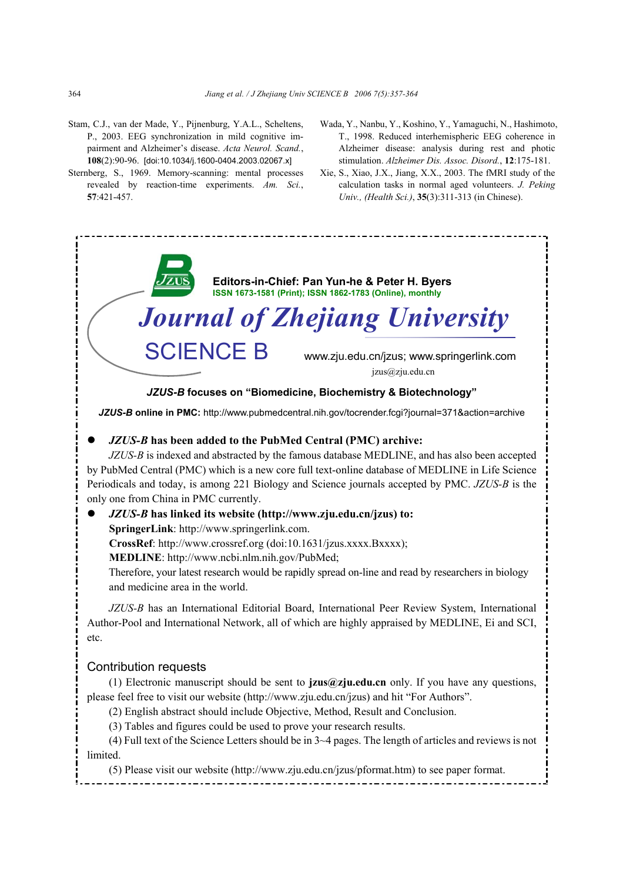Stam, C.J., van der Made, Y., Pijnenburg, Y.A.L., Scheltens, P., 2003. EEG synchronization in mild cognitive impairment and Alzheimer's disease. *Acta Neurol. Scand.*, **108**(2):90-96. [doi:10.1034/j.1600-0404.2003.02067.x]

Sternberg, S., 1969. Memory-scanning: mental processes revealed by reaction-time experiments. *Am. Sci.*, **57**:421-457.

Wada, Y., Nanbu, Y., Koshino, Y., Yamaguchi, N., Hashimoto, T., 1998. Reduced interhemispheric EEG coherence in Alzheimer disease: analysis during rest and photic stimulation. *Alzheimer Dis. Assoc. Disord.*, **12**:175-181.

Xie, S., Xiao, J.X., Jiang, X.X., 2003. The fMRI study of the calculation tasks in normal aged volunteers. *J. Peking Univ., (Health Sci.)*, **35**(3):311-313 (in Chinese).

---

**Editors-in-Chief: Pan Yun-he & Peter H. Byers**

**ISSN 1673-1581 (Print); ISSN 1862-1783 (Online), monthly**

# *Journal of Zhejiang University*

## SCIENCE B

www.zju.edu.cn/jzus; www.springerlink.com

jzus@zju.edu.cn

***JZUS-B* focuses on "Biomedicine, Biochemistry & Biotechnology"**

***JZUS-B* online in PMC:** http://www.pubmedcentral.nih.gov/tocrender.fcgi?journal=371&action=archive

- ***JZUS-B* has been added to the PubMed Central (PMC) archive:**

  *JZUS-B* is indexed and abstracted by the famous database MEDLINE, and has also been accepted by PubMed Central (PMC) which is a new core full text-online database of MEDLINE in Life Science Periodicals and today, is among 221 Biology and Science journals accepted by PMC. *JZUS-B* is the only one from China in PMC currently.

- ***JZUS-B* has linked its website (http://www.zju.edu.cn/jzus) to:**

  **SpringerLink**: http://www.springerlink.com.
  **CrossRef**: http://www.crossref.org (doi:10.1631/jzus.xxxx.Bxxxx);
  **MEDLINE**: http://www.ncbi.nlm.nih.gov/PubMed;
  Therefore, your latest research would be rapidly spread on-line and read by researchers in biology and medicine area in the world.

*JZUS-B* has an International Editorial Board, International Peer Review System, International Author-Pool and International Network, all of which are highly appraised by MEDLINE, Ei and SCI, etc.

### Contribution requests

(1) Electronic manuscript should be sent to **jzus@zju.edu.cn** only. If you have any questions, please feel free to visit our website (http://www.zju.edu.cn/jzus) and hit "For Authors".

(2) English abstract should include Objective, Method, Result and Conclusion.

(3) Tables and figures could be used to prove your research results.

(4) Full text of the Science Letters should be in 3~4 pages. The length of articles and reviews is not limited.

(5) Please visit our website (http://www.zju.edu.cn/jzus/pformat.htm) to see paper format.